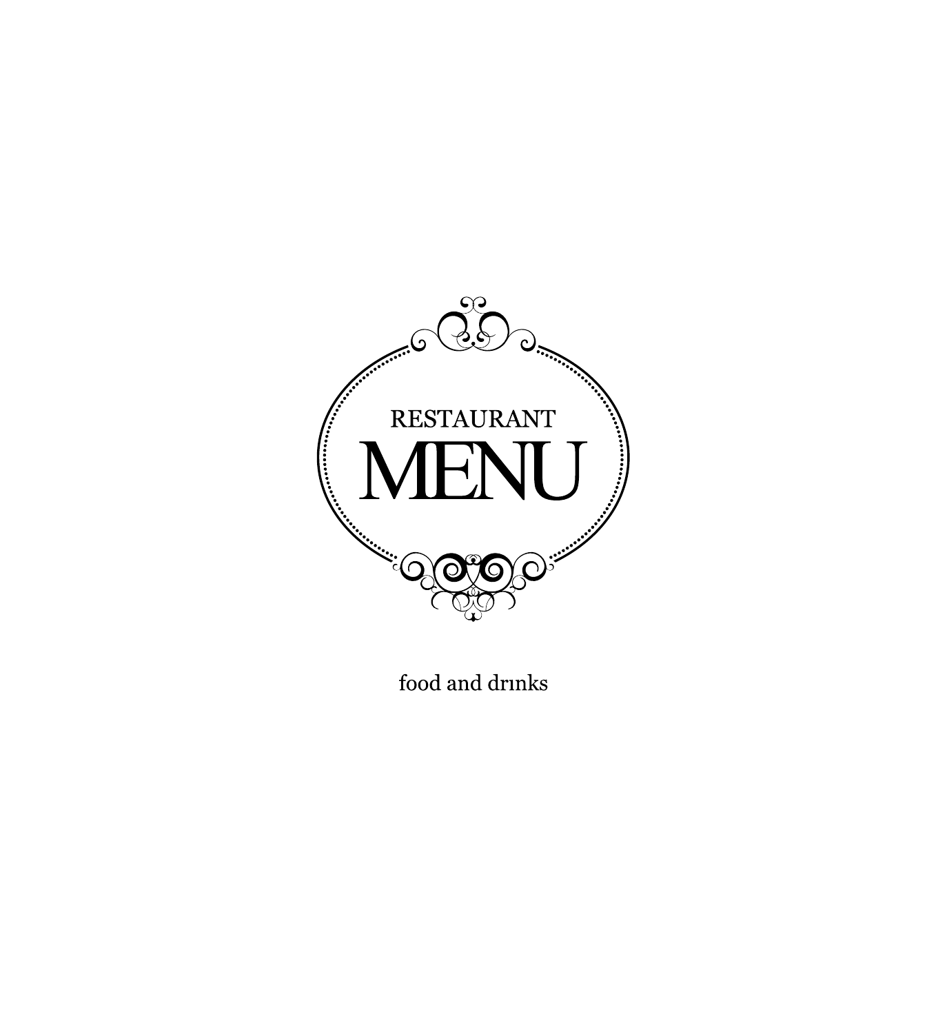RESTAURANT

# MENU

food and drınks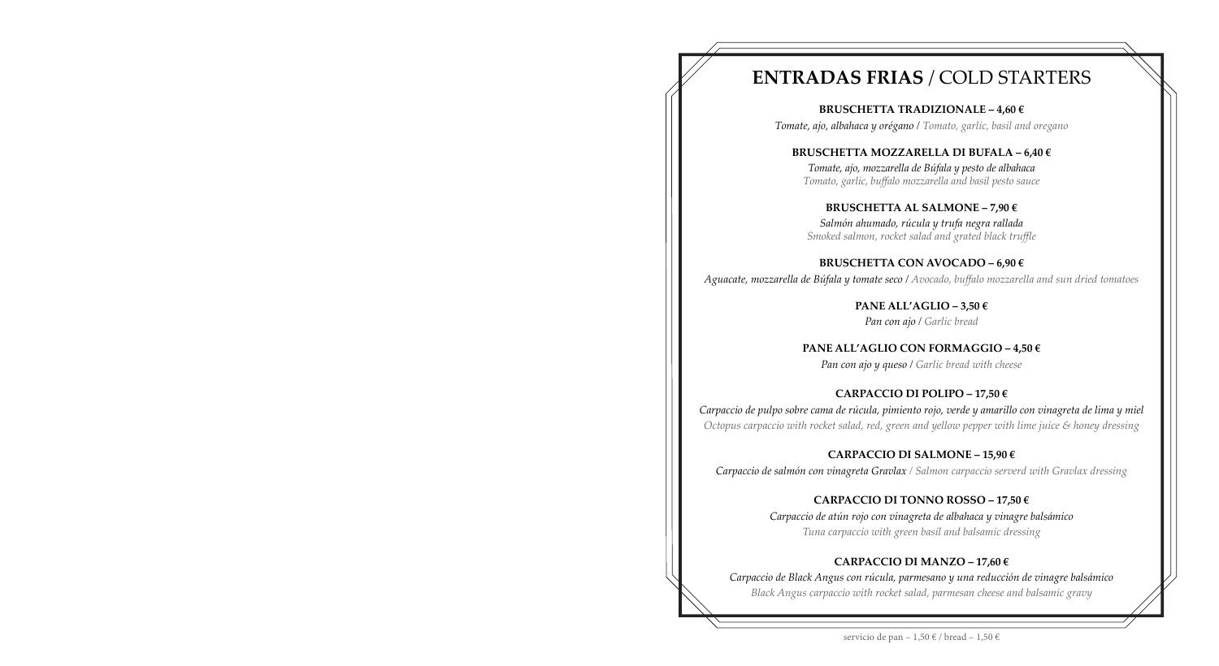# **ENTRADAS FRIAS** / COLD STARTERS

**BRUSCHETTA TRADIZIONALE – 4,60 €**

*Tomate, ajo, albahaca y orégano / Tomato, garlic, basil and oregano*

**BRUSCHETTA MOZZARELLA DI BUFALA – 6,40 €**

*Tomate, ajo, mozzarella de Búfala y pesto de albahaca*
*Tomato, garlic, buffalo mozzarella and basil pesto sauce*

**BRUSCHETTA AL SALMONE – 7,90 €**

*Salmón ahumado, rúcula y trufa negra rallada*
*Smoked salmon, rocket salad and grated black truffle*

**BRUSCHETTA CON AVOCADO – 6,90 €**

*Aguacate, mozzarella de Búfala y tomate seco / Avocado, buffalo mozzarella and sun dried tomatoes*

**PANE ALL'AGLIO – 3,50 €**

*Pan con ajo / Garlic bread*

**PANE ALL'AGLIO CON FORMAGGIO – 4,50 €**

*Pan con ajo y queso / Garlic bread with cheese*

**CARPACCIO DI POLIPO – 17,50 €**

*Carpaccio de pulpo sobre cama de rúcula, pimiento rojo, verde y amarillo con vinagreta de lima y miel*
*Octopus carpaccio with rocket salad, red, green and yellow pepper with lime juice & honey dressing*

**CARPACCIO DI SALMONE – 15,90 €**

*Carpaccio de salmón con vinagreta Gravlax / Salmon carpaccio serverd with Gravlax dressing*

**CARPACCIO DI TONNO ROSSO – 17,50 €**

*Carpaccio de atún rojo con vinagreta de albahaca y vinagre balsámico*
*Tuna carpaccio with green basil and balsamic dressing*

**CARPACCIO DI MANZO – 17,60 €**

*Carpaccio de Black Angus con rúcula, parmesano y una reducción de vinagre balsámico*
*Black Angus carpaccio with rocket salad, parmesan cheese and balsamic gravy*

servicio de pan – 1,50 € / bread – 1,50 €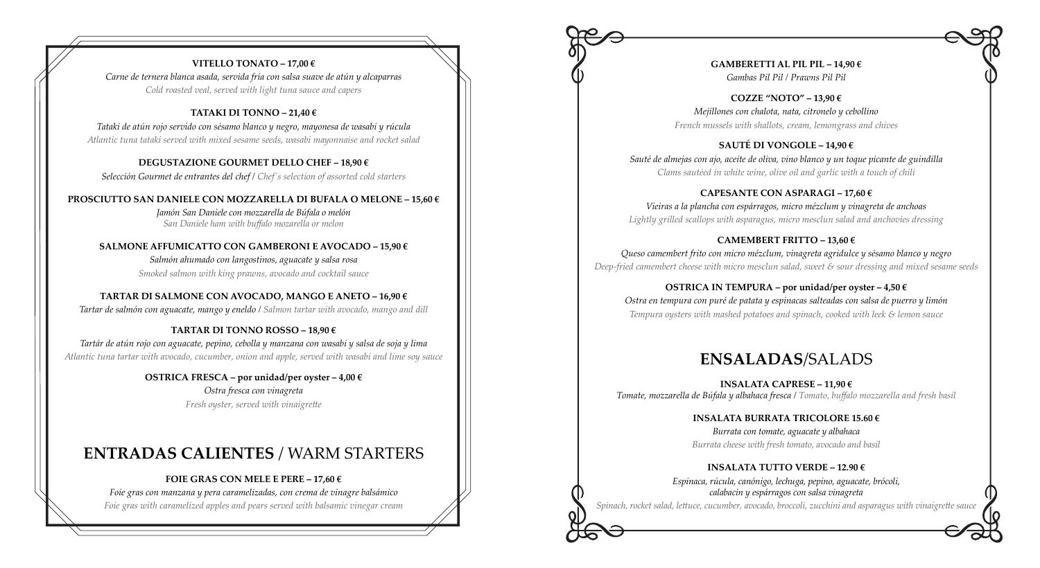**VITELLO TONATO – 17,00 €**

*Carne de ternera blanca asada, servida fría con salsa suave de atún y alcaparras*

*Cold roasted veal, served with light tuna sauce and capers*

**TATAKI DI TONNO – 21,40 €**

*Tataki de atún rojo servido con sésamo blanco y negro, mayonesa de wasabi y rúcula*

*Atlantic tuna tataki served with mixed sesame seeds, wasabi mayonnaise and rocket salad*

**DEGUSTAZIONE GOURMET DELLO CHEF – 18,90 €**

*Selección Gourmet de entrantes del chef* / *Chef´s selection of assorted cold starters*

**PROSCIUTTO SAN DANIELE CON MOZZARELLA DI BUFALA O MELONE – 15,60 €**

*Jamón San Daniele con mozzarella de Búfala o melón*

*San Daniele ham with buffalo mozarella or melon*

**SALMONE AFFUMICATTO CON GAMBERONI E AVOCADO – 15,90 €**

*Salmón ahumado con langostinos, aguacate y salsa rosa*

*Smoked salmon with king prawns, avocado and cocktail sauce*

**TARTAR DI SALMONE CON AVOCADO, MANGO E ANETO – 16,90 €**

*Tartar de salmón con aguacate, mango y eneldo* / *Salmon tartar with avocado, mango and dill*

**TARTAR DI TONNO ROSSO – 18,90 €**

*Tartár de atún rojo con aguacate, pepino, cebolla y manzana con wasabi y salsa de soja y lima*

*Atlantic tuna tartar with avocado, cucumber, onion and apple, served with wasabi and lime soy sauce*

**OSTRICA FRESCA – por unidad/per oyster – 4,00 €**

*Ostra fresca con vinagreta*

*Fresh oyster, served with vinaigrette*

## ENTRADAS CALIENTES / WARM STARTERS

**FOIE GRAS CON MELE E PERE – 17,60 €**

*Foie gras con manzana y pera caramelizadas, con crema de vinagre balsámico*

*Foie gras with caramelized apples and pears served with balsamic vinegar cream*

**GAMBERETTI AL PIL PIL – 14,90 €**

*Gambas Pil Pil / Prawns Pil Pil*

**COZZE "NOTO" – 13,90 €**

*Mejillones con chalota, nata, citronelo y cebollino*

*French mussels with shallots, cream, lemongrass and chives*

**SAUTÉ DI VONGOLE – 14,90 €**

*Sauté de almejas con ajo, aceite de oliva, vino blanco y un toque picante de guindilla*

*Clams sautéed in white wine, olive oil and garlic with a touch of chili*

**CAPESANTE CON ASPARAGI – 17,60 €**

*Vieiras a la plancha con espárragos, micro mézclum y vinagreta de anchoas*

*Lightly grilled scallops with asparagus, micro mesclun salad and anchovies dressing*

**CAMEMBERT FRITTO – 13,60 €**

*Queso camembert frito con micro mézclum, vinagreta agridulce y sésamo blanco y negro*

*Deep-fried camembert cheese with micro mesclun salad, sweet & sour dressing and mixed sesame seeds*

**OSTRICA IN TEMPURA – por unidad/per oyster – 4,50 €**

*Ostra en tempura con puré de patata y espinacas salteadas con salsa de puerro y limón*

*Tempura oysters with mashed potatoes and spinach, cooked with leek & lemon sauce*

## ENSALADAS/SALADS

**INSALATA CAPRESE – 11,90 €**

*Tomate, mozzarella de Búfala y albahaca fresca* / *Tomato, buffalo mozzarella and fresh basil*

**INSALATA BURRATA TRICOLORE 15.60 €**

*Burrata con tomate, aguacate y albahaca*

*Burrata cheese with fresh tomato, avocado and basil*

**INSALATA TUTTO VERDE – 12.90 €**

*Espinaca, rúcula, canónigo, lechuga, pepino, aguacate, brócoli, calabacin y espárragos con salsa vinagreta*

*Spinach, rocket salad, lettuce, cucumber, avocado, broccoli, zucchini and asparagus with vinaigrette sauce*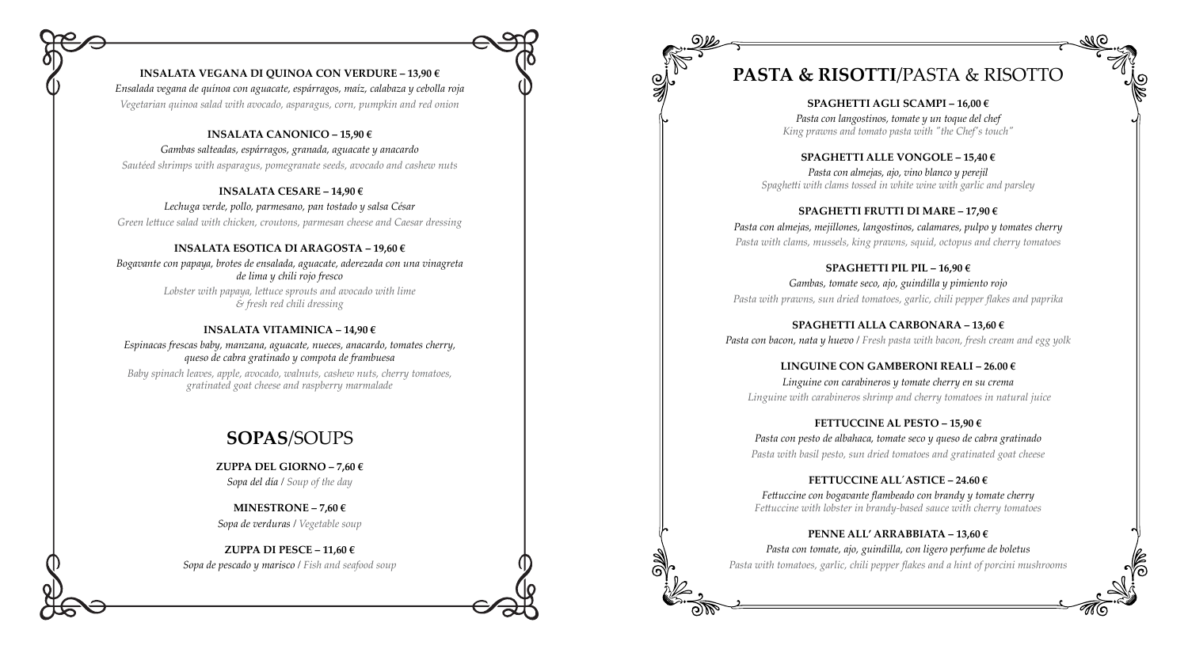**INSALATA VEGANA DI QUINOA CON VERDURE – 13,90 €**

*Ensalada vegana de quínoa con aguacate, espárragos, maíz, calabaza y cebolla roja*

*Vegetarian quinoa salad with avocado, asparagus, corn, pumpkin and red onion*

**INSALATA CANONICO – 15,90 €**

*Gambas salteadas, espárragos, granada, aguacate y anacardo*

*Sautéed shrimps with asparagus, pomegranate seeds, avocado and cashew nuts*

**INSALATA CESARE – 14,90 €**

*Lechuga verde, pollo, parmesano, pan tostado y salsa César*

*Green lettuce salad with chicken, croutons, parmesan cheese and Caesar dressing*

**INSALATA ESOTICA DI ARAGOSTA – 19,60 €**

*Bogavante con papaya, brotes de ensalada, aguacate, aderezada con una vinagreta de lima y chili rojo fresco*

*Lobster with papaya, lettuce sprouts and avocado with lime & fresh red chili dressing*

**INSALATA VITAMINICA – 14,90 €**

*Espinacas frescas baby, manzana, aguacate, nueces, anacardo, tomates cherry, queso de cabra gratinado y compota de frambuesa*

*Baby spinach leaves, apple, avocado, walnuts, cashew nuts, cherry tomatoes, gratinated goat cheese and raspberry marmalade*

## **SOPAS**/SOUPS

**ZUPPA DEL GIORNO – 7,60 €**

*Sopa del día* / *Soup of the day*

**MINESTRONE – 7,60 €**

*Sopa de verduras* / *Vegetable soup*

**ZUPPA DI PESCE – 11,60 €**

*Sopa de pescado y marisco* / *Fish and seafood soup*

## **PASTA & RISOTTI**/PASTA & RISOTTO

**SPAGHETTI AGLI SCAMPI – 16,00 €**

*Pasta con langostinos, tomate y un toque del chef*

*King prawns and tomato pasta with "the Chef's touch"*

**SPAGHETTI ALLE VONGOLE – 15,40 €**

*Pasta con almejas, ajo, vino blanco y perejil*

*Spaghetti with clams tossed in white wine with garlic and parsley*

**SPAGHETTI FRUTTI DI MARE – 17,90 €**

*Pasta con almejas, mejillones, langostinos, calamares, pulpo y tomates cherry*

*Pasta with clams, mussels, king prawns, squid, octopus and cherry tomatoes*

**SPAGHETTI PIL PIL – 16,90 €**

*Gambas, tomate seco, ajo, guindilla y pimiento rojo*

*Pasta with prawns, sun dried tomatoes, garlic, chili pepper flakes and paprika*

**SPAGHETTI ALLA CARBONARA – 13,60 €**

*Pasta con bacon, nata y huevo* / *Fresh pasta with bacon, fresh cream and egg yolk*

**LINGUINE CON GAMBERONI REALI – 26.00 €**

*Linguine con carabineros y tomate cherry en su crema*

*Linguine with carabineros shrimp and cherry tomatoes in natural juice*

**FETTUCCINE AL PESTO – 15,90 €**

*Pasta con pesto de albahaca, tomate seco y queso de cabra gratinado*

*Pasta with basil pesto, sun dried tomatoes and gratinated goat cheese*

**FETTUCCINE ALL´ASTICE – 24.60 €**

*Fettuccine con bogavante flambeado con brandy y tomate cherry*

*Fettuccine with lobster in brandy-based sauce with cherry tomatoes*

**PENNE ALL' ARRABBIATA – 13,60 €**

*Pasta con tomate, ajo, guindilla, con ligero perfume de boletus*

*Pasta with tomatoes, garlic, chili pepper flakes and a hint of porcini mushrooms*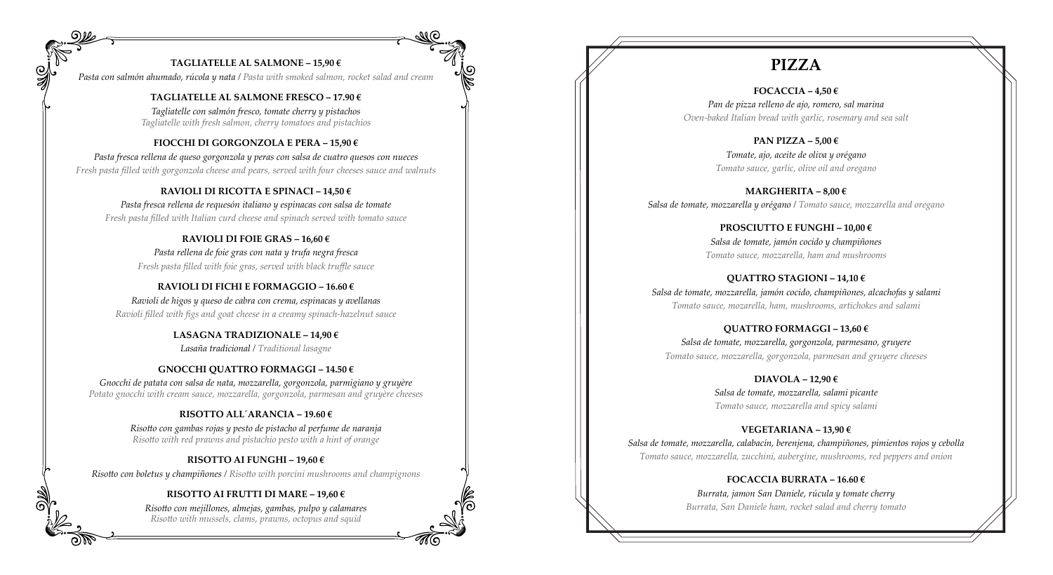**TAGLIATELLE AL SALMONE – 15,90 €**

*Pasta con salmón ahumado, rúcola y nata / Pasta with smoked salmon, rocket salad and cream*

**TAGLIATELLE AL SALMONE FRESCO – 17.90 €**

*Tagliatelle con salmón fresco, tomate cherry y pistachos*
*Tagliatelle with fresh salmon, cherry tomatoes and pistachios*

**FIOCCHI DI GORGONZOLA E PERA – 15,90 €**

*Pasta fresca rellena de queso gorgonzola y peras con salsa de cuatro quesos con nueces*
*Fresh pasta filled with gorgonzola cheese and pears, served with four cheeses sauce and walnuts*

**RAVIOLI DI RICOTTA E SPINACI – 14,50 €**

*Pasta fresca rellena de requesón italiano y espinacas con salsa de tomate*
*Fresh pasta filled with Italian curd cheese and spinach served with tomato sauce*

**RAVIOLI DI FOIE GRAS – 16,60 €**

*Pasta rellena de foie gras con nata y trufa negra fresca*
*Fresh pasta filled with foie gras, served with black truffle sauce*

**RAVIOLI DI FICHI E FORMAGGIO – 16.60 €**

*Ravioli de higos y queso de cabra con crema, espinacas y avellanas*
*Ravioli filled with figs and goat cheese in a creamy spinach-hazelnut sauce*

**LASAGNA TRADIZIONALE – 14,90 €**

*Lasaña tradicional / Traditional lasagne*

**GNOCCHI QUATTRO FORMAGGI – 14.50 €**

*Gnocchi de patata con salsa de nata, mozzarella, gorgonzola, parmigiano y gruyère*
*Potato gnocchi with cream sauce, mozzarella, gorgonzola, parmesan and gruyère cheeses*

**RISOTTO ALL´ARANCIA – 19.60 €**

*Risotto con gambas rojas y pesto de pistacho al perfume de naranja*
*Risotto with red prawns and pistachio pesto with a hint of orange*

**RISOTTO AI FUNGHI – 19,60 €**

*Risotto con boletus y champiñones / Risotto with porcini mushrooms and champignons*

**RISOTTO AI FRUTTI DI MARE – 19,60 €**

*Risotto con mejillones, almejas, gambas, pulpo y calamares*
*Risotto with mussels, clams, prawns, octopus and squid*

# PIZZA

**FOCACCIA – 4,50 €**

*Pan de pizza relleno de ajo, romero, sal marina*
*Oven-baked Italian bread with garlic, rosemary and sea salt*

**PAN PIZZA – 5,00 €**

*Tomate, ajo, aceite de oliva y orégano*
*Tomato sauce, garlic, olive oil and oregano*

**MARGHERITA – 8,00 €**

*Salsa de tomate, mozzarella y orégano / Tomato sauce, mozzarella and oregano*

**PROSCIUTTO E FUNGHI – 10,00 €**

*Salsa de tomate, jamón cocido y champiñones*
*Tomato sauce, mozzarella, ham and mushrooms*

**QUATTRO STAGIONI – 14,10 €**

*Salsa de tomate, mozzarella, jamón cocido, champiñones, alcachofas y salami*
*Tomato sauce, mozarella, ham, mushrooms, artichokes and salami*

**QUATTRO FORMAGGI – 13,60 €**

*Salsa de tomate, mozzarella, gorgonzola, parmesano, gruyere*
*Tomato sauce, mozzarella, gorgonzola, parmesan and gruyere cheeses*

**DIAVOLA – 12,90 €**

*Salsa de tomate, mozzarella, salami picante*
*Tomato sauce, mozzarella and spicy salami*

**VEGETARIANA – 13,90 €**

*Salsa de tomate, mozzarella, calabacín, berenjena, champiñones, pimientos rojos y cebolla*
*Tomato sauce, mozzarella, zucchini, aubergine, mushrooms, red peppers and onion*

**FOCACCIA BURRATA – 16.60 €**

*Burrata, jamon San Daniele, rúcula y tomate cherry*
*Burrata, San Daniele ham, rocket salad and cherry tomato*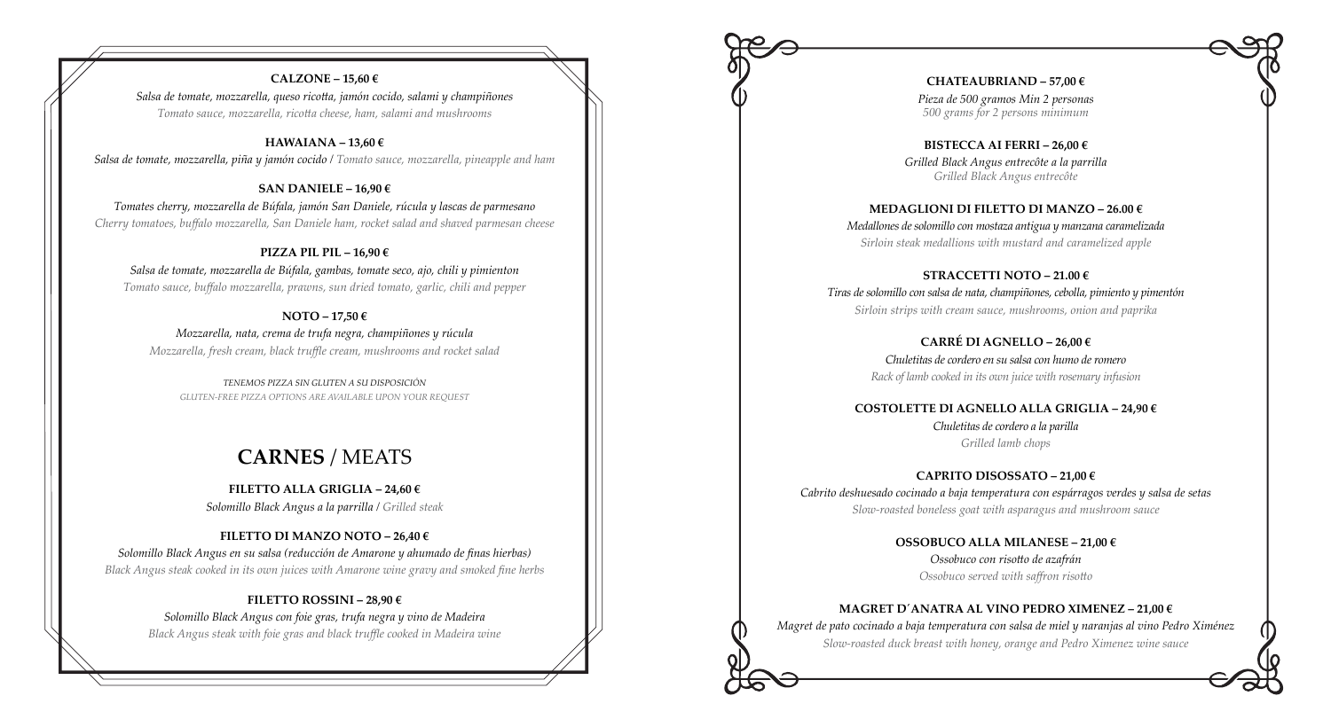**CALZONE – 15,60 €**

*Salsa de tomate, mozzarella, queso ricotta, jamón cocido, salami y champiñones*
*Tomato sauce, mozzarella, ricotta cheese, ham, salami and mushrooms*

**HAWAIANA – 13,60 €**

*Salsa de tomate, mozzarella, piña y jamón cocido* / *Tomato sauce, mozzarella, pineapple and ham*

**SAN DANIELE – 16,90 €**

*Tomates cherry, mozzarella de Búfala, jamón San Daniele, rúcula y lascas de parmesano*
*Cherry tomatoes, buffalo mozzarella, San Daniele ham, rocket salad and shaved parmesan cheese*

**PIZZA PIL PIL – 16,90 €**

*Salsa de tomate, mozzarella de Búfala, gambas, tomate seco, ajo, chili y pimienton*
*Tomato sauce, buffalo mozzarella, prawns, sun dried tomato, garlic, chili and pepper*

**NOTO – 17,50 €**

*Mozzarella, nata, crema de trufa negra, champiñones y rúcula*
*Mozzarella, fresh cream, black truffle cream, mushrooms and rocket salad*

*TENEMOS PIZZA SIN GLUTEN A SU DISPOSICIÓN*
*GLUTEN-FREE PIZZA OPTIONS ARE AVAILABLE UPON YOUR REQUEST*

## CARNES / MEATS

**FILETTO ALLA GRIGLIA – 24,60 €**

*Solomillo Black Angus a la parrilla* / *Grilled steak*

**FILETTO DI MANZO NOTO – 26,40 €**

*Solomillo Black Angus en su salsa (reducción de Amarone y ahumado de finas hierbas)*
*Black Angus steak cooked in its own juices with Amarone wine gravy and smoked fine herbs*

**FILETTO ROSSINI – 28,90 €**

*Solomillo Black Angus con foie gras, trufa negra y vino de Madeira*
*Black Angus steak with foie gras and black truffle cooked in Madeira wine*

**CHATEAUBRIAND – 57,00 €**

*Pieza de 500 gramos Min 2 personas*
*500 grams for 2 persons minimum*

**BISTECCA AI FERRI – 26,00 €**

*Grilled Black Angus entrecôte a la parrilla*
*Grilled Black Angus entrecôte*

**MEDAGLIONI DI FILETTO DI MANZO – 26.00 €**

*Medallones de solomillo con mostaza antigua y manzana caramelizada*
*Sirloin steak medallions with mustard and caramelized apple*

**STRACCETTI NOTO – 21.00 €**

*Tiras de solomillo con salsa de nata, champiñones, cebolla, pimiento y pimentón*
*Sirloin strips with cream sauce, mushrooms, onion and paprika*

**CARRÉ DI AGNELLO – 26,00 €**

*Chuletitas de cordero en su salsa con humo de romero*
*Rack of lamb cooked in its own juice with rosemary infusion*

**COSTOLETTE DI AGNELLO ALLA GRIGLIA – 24,90 €**

*Chuletitas de cordero a la parilla*
*Grilled lamb chops*

**CAPRITO DISOSSATO – 21,00 €**

*Cabrito deshuesado cocinado a baja temperatura con espárragos verdes y salsa de setas*
*Slow-roasted boneless goat with asparagus and mushroom sauce*

**OSSOBUCO ALLA MILANESE – 21,00 €**

*Ossobuco con risotto de azafrán*
*Ossobuco served with saffron risotto*

**MAGRET D´ANATRA AL VINO PEDRO XIMENEZ – 21,00 €**

*Magret de pato cocinado a baja temperatura con salsa de miel y naranjas al vino Pedro Ximénez*
*Slow-roasted duck breast with honey, orange and Pedro Ximenez wine sauce*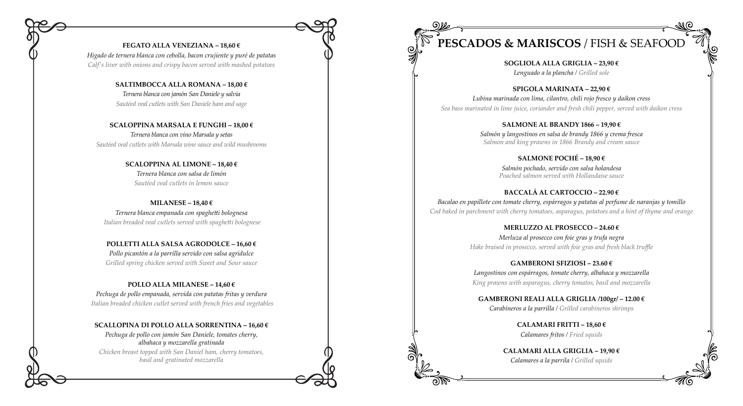**FEGATO ALLA VENEZIANA – 18,60 €**

*Hígado de ternera blanca con cebolla, bacon crujiente y puré de patatas*

*Calf's liver with onions and crispy bacon served with mashed potatoes*

**SALTIMBOCCA ALLA ROMANA – 18,00 €**

*Ternera blanca con jamón San Daniele y salvia*

*Sautéed veal cutlets with San Daniele ham and sage*

**SCALOPPINA MARSALA E FUNGHI – 18,00 €**

*Ternera blanca con vino Marsala y setas*

*Sautéed veal cutlets with Marsala wine sauce and wild mushrooms*

**SCALOPPINA AL LIMONE – 18,40 €**

*Ternera blanca con salsa de limón*

*Sautéed veal cutlets in lemon sauce*

**MILANESE – 18,40 €**

*Ternera blanca empanada con spaghetti bolognesa*

*Italian breaded veal cutlets served with spaghetti bolognese*

**POLLETTI ALLA SALSA AGRODOLCE – 16,60 €**

*Pollo picantón a la parrilla servido con salsa agridulce*

*Grilled spring chicken served with Sweet and Sour sauce*

**POLLO ALLA MILANESE – 14,60 €**

*Pechuga de pollo empanada, servida con patatas fritas y verdura*

*Italian breaded chicken cutlet served with french fries and vegetables*

**SCALLOPINA DI POLLO ALLA SORRENTINA – 16,60 €**

*Pechuga de pollo con jamón San Daniele, tomates cherry, albahaca y mozzarella gratinada*

*Chicken breast topped with San Daniel ham, cherry tomatoes, basil and gratinated mozzarella*

# PESCADOS & MARISCOS / FISH & SEAFOOD

**SOGLIOLA ALLA GRIGLIA – 23,90 €**

*Lenguado a la plancha / Grilled sole*

**SPIGOLA MARINATA – 22,90 €**

*Lubina marinada con lima, cilantro, chili rojo fresco y daikon cress*

*Sea bass marinated in lime juice, coriander and fresh chili pepper, served with daikon cress*

**SALMONE AL BRANDY 1866 – 19,90 €**

*Salmón y langostinos en salsa de brandy 1866 y crema fresca*

*Salmon and king prawns in 1866 Brandy and cream sauce*

**SALMONE POCHÉ – 18,90 €**

*Salmón pochado, servido con salsa holandesa*

*Poached salmon served with Hollandaise sauce*

**BACCALÁ AL CARTOCCIO – 22.90 €**

*Bacalao en papillote con tomate cherry, espárragos y patatas al perfume de naranjas y tomillo*

*Cod baked in parchment with cherry tomatoes, asparagus, potatoes and a hint of thyme and orange*

**MERLUZZO AL PROSECCO – 24.60 €**

*Merluza al prosecco con foie gras y trufa negra*

*Hake braised in prosecco, served with foie gras and fresh black truffle*

**GAMBERONI SFIZIOSI – 23.60 €**

*Langostinos con espárragos, tomate cherry, albahaca y mozzarella*

*King prawns with asparagus, cherry tomatos, basil and mozzarella*

**GAMBERONI REALI ALLA GRIGLIA /100gr/ – 12.00 €**

*Carabineros a la parrilla / Grilled carabineros shrimps*

**CALAMARI FRITTI – 18,60 €**

*Calamares fritos / Fried squids*

**CALAMARI ALLA GRIGLIA – 19,90 €**

*Calamares a la parrila / Grilled squids*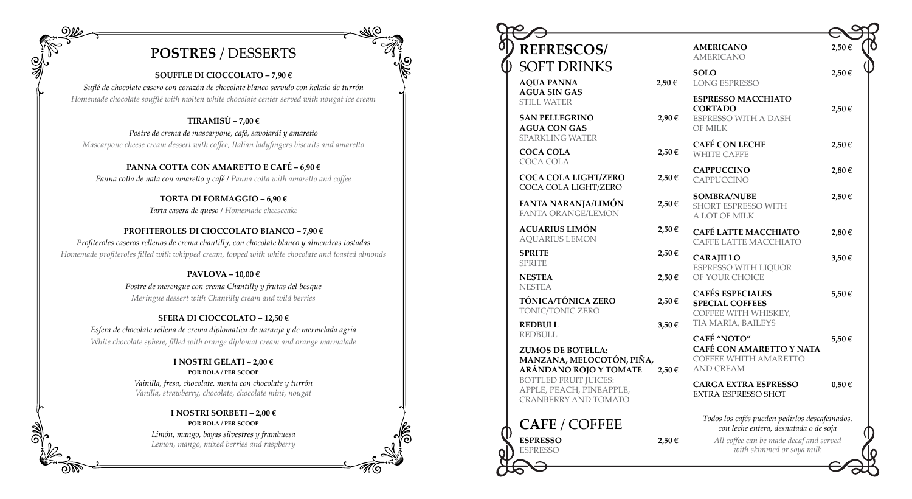## POSTRES / DESSERTS

**SOUFFLE DI CIOCCOLATO – 7,90 €**

*Suflé de chocolate casero con corazón de chocolate blanco servido con helado de turrón*
*Homemade chocolate soufflé with molten white chocolate center served with nougat ice cream*

**TIRAMISÙ – 7,00 €**

*Postre de crema de mascarpone, café, savoiardi y amaretto*
*Mascarpone cheese cream dessert with coffee, Italian ladyfingers biscuits and amaretto*

**PANNA COTTA CON AMARETTO E CAFÉ – 6,90 €**

*Panna cotta de nata con amaretto y café / Panna cotta with amaretto and coffee*

**TORTA DI FORMAGGIO – 6,90 €**

*Tarta casera de queso / Homemade cheesecake*

**PROFITEROLES DI CIOCCOLATO BIANCO – 7,90 €**

*Profiteroles caseros rellenos de crema chantilly, con chocolate blanco y almendras tostadas*
*Homemade profiteroles filled with whipped cream, topped with white chocolate and toasted almonds*

**PAVLOVA – 10,00 €**

*Postre de merengue con crema Chantilly y frutas del bosque*
*Meringue dessert with Chantilly cream and wild berries*

**SFERA DI CIOCCOLATO – 12,50 €**

*Esfera de chocolate rellena de crema diplomatica de naranja y de mermelada agria*
*White chocolate sphere, filled with orange diplomat cream and orange marmalade*

**I NOSTRI GELATI – 2,00 €**
**POR BOLA / PER SCOOP**

*Vainilla, fresa, chocolate, menta con chocolate y turrón*
*Vanilla, strawberry, chocolate, chocolate mint, nougat*

**I NOSTRI SORBETI – 2,00 €**
**POR BOLA / PER SCOOP**

*Limón, mango, bayas silvestres y frambuesa*
*Lemon, mango, mixed berries and raspberry*

## REFRESCOS/ SOFT DRINKS

**AQUA PANNA** – 2,90 €
**AGUA SIN GAS**
STILL WATER

**SAN PELLEGRINO** – 2,90 €
**AGUA CON GAS**
SPARKLING WATER

**COCA COLA** – 2,50 €
COCA COLA

**COCA COLA LIGHT/ZERO** – 2,50 €
COCA COLA LIGHT/ZERO

**FANTA NARANJA/LIMÓN** – 2,50 €
FANTA ORANGE/LEMON

**ACUARIUS LIMÓN** – 2,50 €
AQUARIUS LEMON

**SPRITE** – 2,50 €
SPRITE

**NESTEA** – 2,50 €
NESTEA

**TÓNICA/TÓNICA ZERO** – 2,50 €
TONIC/TONIC ZERO

**REDBULL** – 3,50 €
REDBULL

**ZUMOS DE BOTELLA: MANZANA, MELOCOTÓN, PIÑA, ARÁNDANO ROJO Y TOMATE** – 2,50 €
BOTTLED FRUIT JUICES: APPLE, PEACH, PINEAPPLE, CRANBERRY AND TOMATO

## CAFE / COFFEE

**ESPRESSO** – 2,50 €
ESPRESSO

**AMERICANO** – 2,50 €
AMERICANO

**SOLO** – 2,50 €
LONG ESPRESSO

**ESPRESSO MACCHIATO CORTADO** – 2,50 €
ESPRESSO WITH A DASH OF MILK

**CAFÉ CON LECHE** – 2,50 €
WHITE CAFFE

**CAPPUCCINO** – 2,80 €
CAPPUCCINO

**SOMBRA/NUBE** – 2,50 €
SHORT ESPRESSO WITH A LOT OF MILK

**CAFÉ LATTE MACCHIATO** – 2,80 €
CAFFE LATTE MACCHIATO

**CARAJILLO** – 3,50 €
ESPRESSO WITH LIQUOR OF YOUR CHOICE

**CAFÉS ESPECIALES** – 5,50 €
**SPECIAL COFFEES**
COFFEE WITH WHISKEY, TIA MARIA, BAILEYS

**CAFÉ "NOTO"** – 5,50 €
**CAFÉ CON AMARETTO Y NATA**
COFFEE WHITH AMARETTO AND CREAM

**CARGA EXTRA ESPRESSO** – 0,50 €
EXTRA ESPRESSO SHOT

*Todos los cafés pueden pedirlos descafeinados, con leche entera, desnatada o de soja*

*All coffee can be made decaf and served with skimmed or soya milk*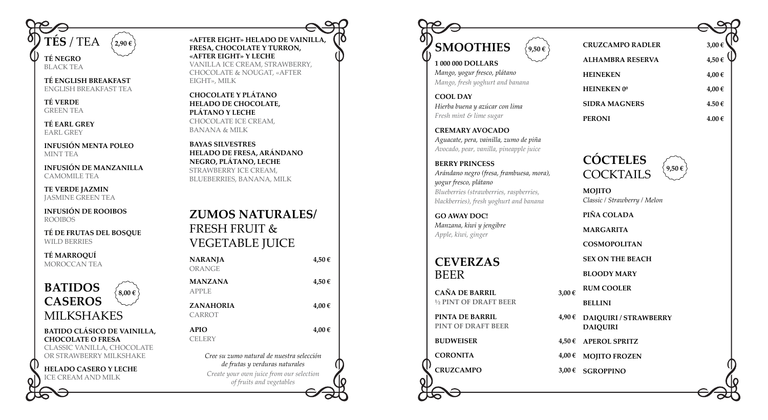## TÉS / TEA

**2,90 €**

**TÉ NEGRO**
BLACK TEA

**TÉ ENGLISH BREAKFAST**
ENGLISH BREAKFAST TEA

**TÉ VERDE**
GREEN TEA

**TÉ EARL GREY**
EARL GREY

**INFUSIÓN MENTA POLEO**
MINT TEA

**INFUSIÓN DE MANZANILLA**
CAMOMILE TEA

**TE VERDE JAZMIN**
JASMINE GREEN TEA

**INFUSIÓN DE ROOIBOS**
ROOIBOS

**TÉ DE FRUTAS DEL BOSQUE**
WILD BERRIES

**TÉ MARROQUÍ**
MOROCCAN TEA

## BATIDOS CASEROS
## MILKSHAKES

**8,00 €**

**BATIDO CLÁSICO DE VAINILLA, CHOCOLATE O FRESA**
CLASSIC VANILLA, CHOCOLATE OR STRAWBERRY MILKSHAKE

**HELADO CASERO Y LECHE**
ICE CREAM AND MILK

**«AFTER EIGHT» HELADO DE VAINILLA, FRESA, CHOCOLATE Y TURRON, «AFTER EIGHT» Y LECHE**
VANILLA ICE CREAM, STRAWBERRY, CHOCOLATE & NOUGAT, «AFTER EIGHT», MILK

**CHOCOLATE Y PLÁTANO HELADO DE CHOCOLATE, PLÁTANO Y LECHE**
CHOCOLATE ICE CREAM, BANANA & MILK

**BAYAS SILVESTRES HELADO DE FRESA, ARÁNDANO NEGRO, PLÁTANO, LECHE**
STRAWBERRY ICE CREAM, BLUEBERRIES, BANANA, MILK

## ZUMOS NATURALES/ FRESH FRUIT & VEGETABLE JUICE

| | |
|---|---|
| **NARANJA**<br>ORANGE | **4,50 €** |
| **MANZANA**<br>APPLE | **4,50 €** |
| **ZANAHORIA**<br>CARROT | **4,00 €** |
| **APIO**<br>CELERY | **4,00 €** |

*Cree su zumo natural de nuestra selección de frutas y verduras naturales*

*Create your own juice from our selection of fruits and vegetables*

## SMOOTHIES

**9,50 €**

**1 000 000 DOLLARS**
*Mango, yogur fresco, plátano*
*Mango, fresh yoghurt and banana*

**COOL DAY**
*Hierba buena y azúcar con lima*
*Fresh mint & lime sugar*

**CREMARY AVOCADO**
*Aguacate, pera, vainilla, zumo de piña*
*Avocado, pear, vanilla, pineapple juice*

**BERRY PRINCESS**
*Arándano negro (fresa, frambuesa, mora), yogur fresco, plátano*
*Blueberries (strawberries, raspberries, blackberries), fresh yoghurt and banana*

**GO AWAY DOC!**
*Manzana, kiwi y jengibre*
*Apple, kiwi, ginger*

## CEVERZAS
## BEER

| | |
|---|---|
| **CAÑA DE BARRIL**<br>**½ PINT OF DRAFT BEER** | **3,00 €** |
| **PINTA DE BARRIL**<br>**PINT OF DRAFT BEER** | **4,90 €** |
| **BUDWEISER** | **4,50 €** |
| **CORONITA** | **4,00 €** |
| **CRUZCAMPO** | **3,00 €** |
| **CRUZCAMPO RADLER** | **3,00 €** |
| **ALHAMBRA RESERVA** | **4,50 €** |
| **HEINEKEN** | **4,00 €** |
| **HEINEKEN 0⁰** | **4,00 €** |
| **SIDRA MAGNERS** | **4.50 €** |
| **PERONI** | **4.00 €** |

## CÓCTELES
## COCKTAILS

**9,50 €**

**MOJITO**
*Classic / Strawberry / Melon*

**PIÑA COLADA**

**MARGARITA**

**COSMOPOLITAN**

**SEX ON THE BEACH**

**BLOODY MARY**

**RUM COOLER**

**BELLINI**

**DAIQUIRI / STRAWBERRY DAIQUIRI**

**APEROL SPRITZ**

**MOJITO FROZEN**

**SGROPPINO**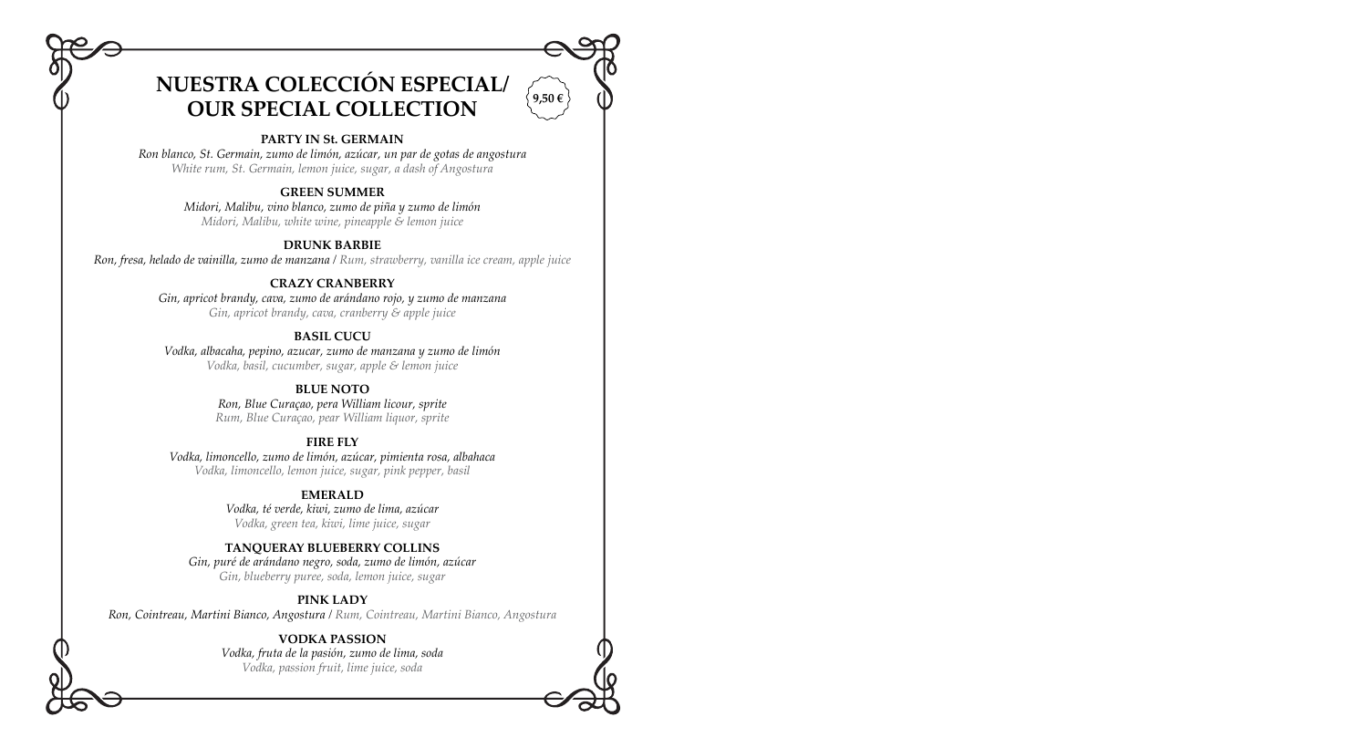# NUESTRA COLECCIÓN ESPECIAL/ OUR SPECIAL COLLECTION

**9,50 €**

**PARTY IN St. GERMAIN**
*Ron blanco, St. Germain, zumo de limón, azúcar, un par de gotas de angostura*
*White rum, St. Germain, lemon juice, sugar, a dash of Angostura*

**GREEN SUMMER**
*Midori, Malibu, vino blanco, zumo de piña y zumo de limón*
*Midori, Malibu, white wine, pineapple & lemon juice*

**DRUNK BARBIE**
*Ron, fresa, helado de vainilla, zumo de manzana* / *Rum, strawberry, vanilla ice cream, apple juice*

**CRAZY CRANBERRY**
*Gin, apricot brandy, cava, zumo de arándano rojo, y zumo de manzana*
*Gin, apricot brandy, cava, cranberry & apple juice*

**BASIL CUCU**
*Vodka, albacaha, pepino, azucar, zumo de manzana y zumo de limón*
*Vodka, basil, cucumber, sugar, apple & lemon juice*

**BLUE NOTO**
*Ron, Blue Curaçao, pera William licour, sprite*
*Rum, Blue Curaçao, pear William liquor, sprite*

**FIRE FLY**
*Vodka, limoncello, zumo de limón, azúcar, pimienta rosa, albahaca*
*Vodka, limoncello, lemon juice, sugar, pink pepper, basil*

**EMERALD**
*Vodka, té verde, kiwi, zumo de lima, azúcar*
*Vodka, green tea, kiwi, lime juice, sugar*

**TANQUERAY BLUEBERRY COLLINS**
*Gin, puré de arándano negro, soda, zumo de limón, azúcar*
*Gin, blueberry puree, soda, lemon juice, sugar*

**PINK LADY**
*Ron, Cointreau, Martini Bianco, Angostura* / *Rum, Cointreau, Martini Bianco, Angostura*

**VODKA PASSION**
*Vodka, fruta de la pasión, zumo de lima, soda*
*Vodka, passion fruit, lime juice, soda*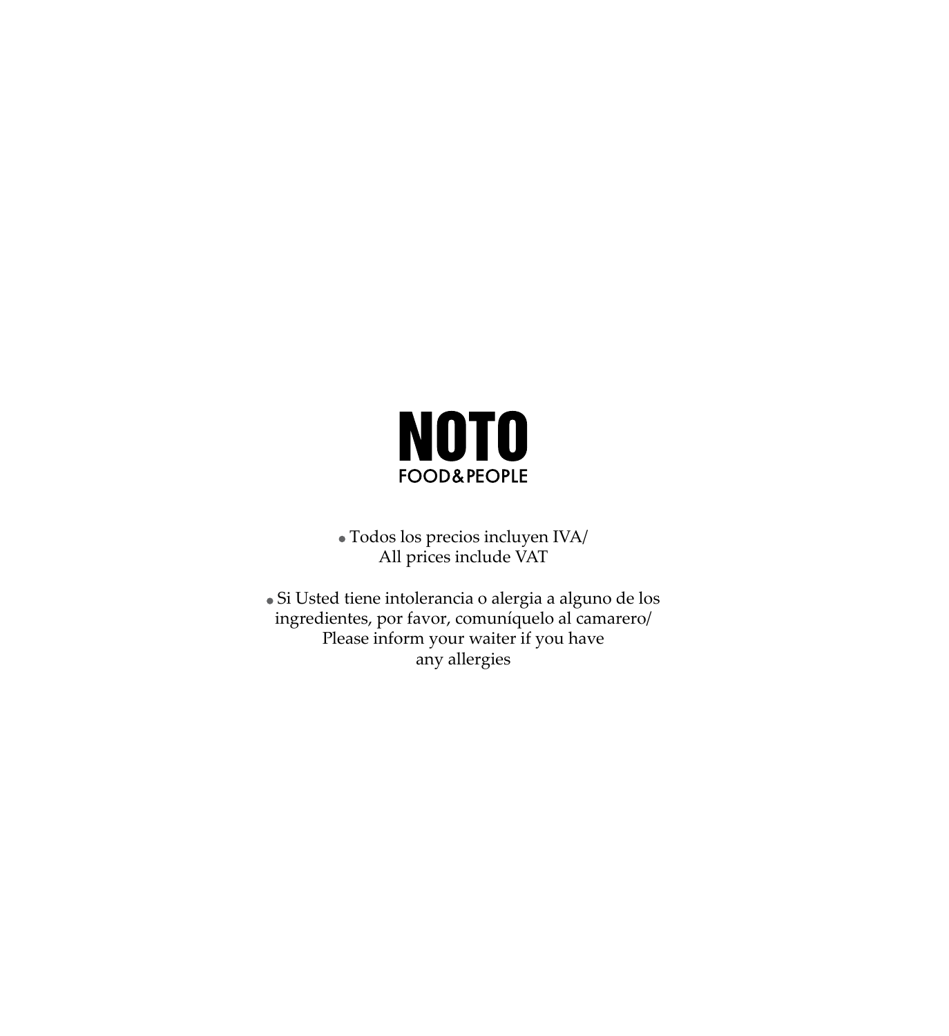# NOTO

FOOD&PEOPLE

- Todos los precios incluyen IVA/
  All prices include VAT

- Si Usted tiene intolerancia o alergia a alguno de los ingredientes, por favor, comuníquelo al camarero/
  Please inform your waiter if you have any allergies